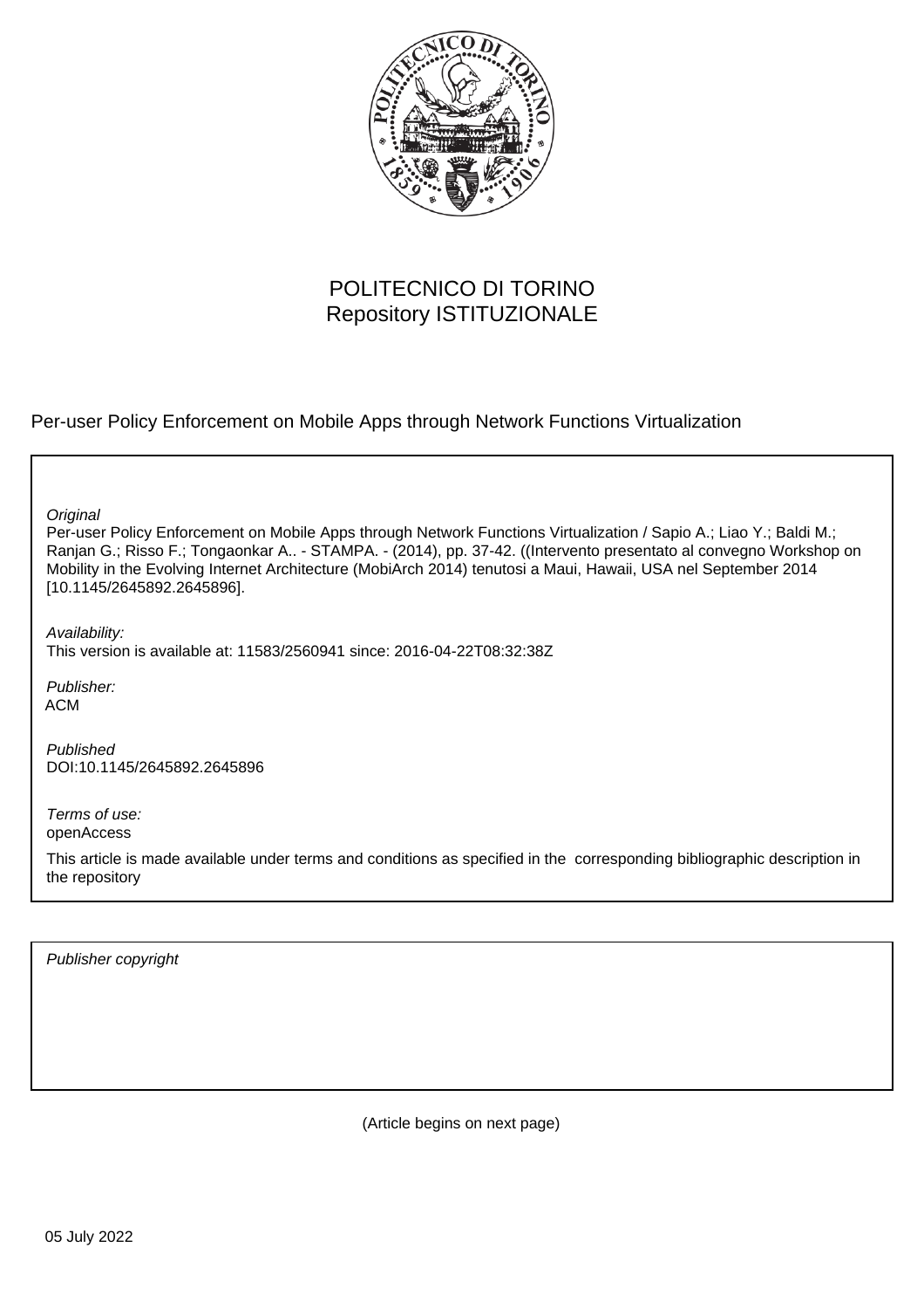POLITECNICO DI TORINO
Repository ISTITUZIONALE

Per-user Policy Enforcement on Mobile Apps through Network Functions Virtualization

*Original*
Per-user Policy Enforcement on Mobile Apps through Network Functions Virtualization / Sapio A.; Liao Y.; Baldi M.; Ranjan G.; Risso F.; Tongaonkar A.. - STAMPA. - (2014), pp. 37-42. ((Intervento presentato al convegno Workshop on Mobility in the Evolving Internet Architecture (MobiArch 2014) tenutosi a Maui, Hawaii, USA nel September 2014 [10.1145/2645892.2645896].

*Availability:*
This version is available at: 11583/2560941 since: 2016-04-22T08:32:38Z

*Publisher:*
ACM

*Published*
DOI:10.1145/2645892.2645896

*Terms of use:*
openAccess

This article is made available under terms and conditions as specified in the corresponding bibliographic description in the repository

*Publisher copyright*

(Article begins on next page)

05 July 2022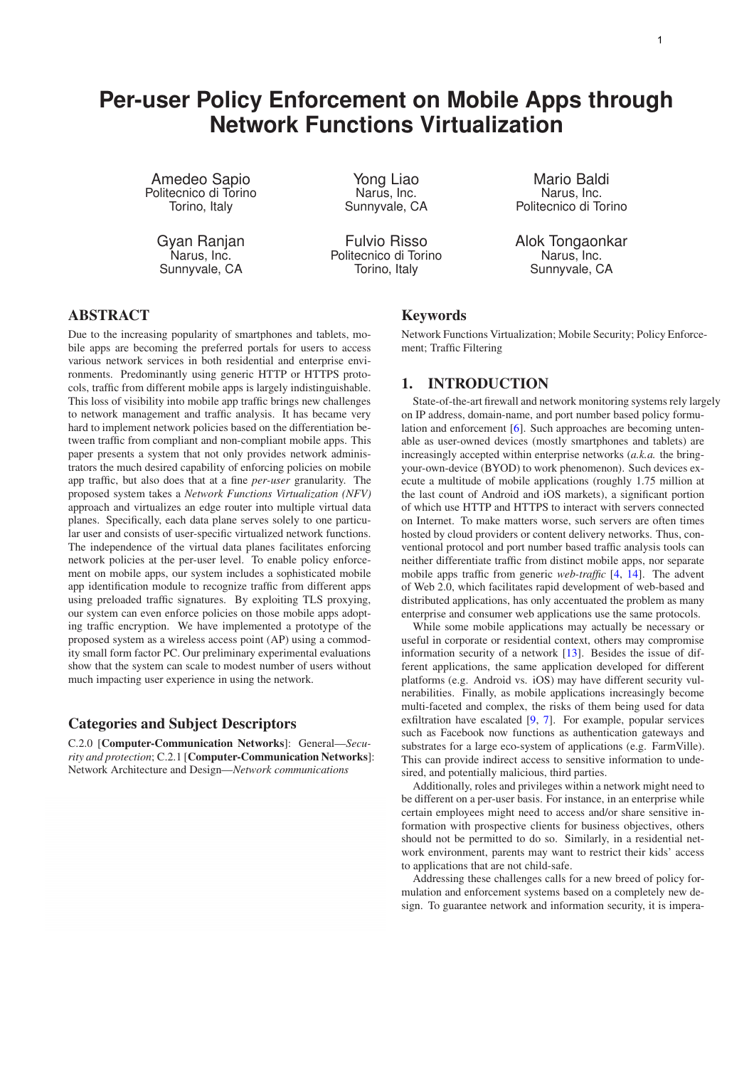# Per-user Policy Enforcement on Mobile Apps through Network Functions Virtualization

Amedeo Sapio
Politecnico di Torino
Torino, Italy

Yong Liao
Narus, Inc.
Sunnyvale, CA

Mario Baldi
Narus, Inc.
Politecnico di Torino

Gyan Ranjan
Narus, Inc.
Sunnyvale, CA

Fulvio Risso
Politecnico di Torino
Torino, Italy

Alok Tongaonkar
Narus, Inc.
Sunnyvale, CA

## ABSTRACT

Due to the increasing popularity of smartphones and tablets, mobile apps are becoming the preferred portals for users to access various network services in both residential and enterprise environments. Predominantly using generic HTTP or HTTPS protocols, traffic from different mobile apps is largely indistinguishable. This loss of visibility into mobile app traffic brings new challenges to network management and traffic analysis. It has became very hard to implement network policies based on the differentiation between traffic from compliant and non-compliant mobile apps. This paper presents a system that not only provides network administrators the much desired capability of enforcing policies on mobile app traffic, but also does that at a fine *per-user* granularity. The proposed system takes a *Network Functions Virtualization (NFV)* approach and virtualizes an edge router into multiple virtual data planes. Specifically, each data plane serves solely to one particular user and consists of user-specific virtualized network functions. The independence of the virtual data planes facilitates enforcing network policies at the per-user level. To enable policy enforcement on mobile apps, our system includes a sophisticated mobile app identification module to recognize traffic from different apps using preloaded traffic signatures. By exploiting TLS proxying, our system can even enforce policies on those mobile apps adopting traffic encryption. We have implemented a prototype of the proposed system as a wireless access point (AP) using a commodity small form factor PC. Our preliminary experimental evaluations show that the system can scale to modest number of users without much impacting user experience in using the network.

## Categories and Subject Descriptors

C.2.0 [**Computer-Communication Networks**]: General—*Security and protection*; C.2.1 [**Computer-Communication Networks**]: Network Architecture and Design—*Network communications*

## Keywords

Network Functions Virtualization; Mobile Security; Policy Enforcement; Traffic Filtering

## 1. INTRODUCTION

State-of-the-art firewall and network monitoring systems rely largely on IP address, domain-name, and port number based policy formulation and enforcement [6]. Such approaches are becoming untenable as user-owned devices (mostly smartphones and tablets) are increasingly accepted within enterprise networks (*a.k.a.* the bring-your-own-device (BYOD) to work phenomenon). Such devices execute a multitude of mobile applications (roughly 1.75 million at the last count of Android and iOS markets), a significant portion of which use HTTP and HTTPS to interact with servers connected on Internet. To make matters worse, such servers are often times hosted by cloud providers or content delivery networks. Thus, conventional protocol and port number based traffic analysis tools can neither differentiate traffic from distinct mobile apps, nor separate mobile apps traffic from generic *web-traffic* [4, 14]. The advent of Web 2.0, which facilitates rapid development of web-based and distributed applications, has only accentuated the problem as many enterprise and consumer web applications use the same protocols.

While some mobile applications may actually be necessary or useful in corporate or residential context, others may compromise information security of a network [13]. Besides the issue of different applications, the same application developed for different platforms (e.g. Android vs. iOS) may have different security vulnerabilities. Finally, as mobile applications increasingly become multi-faceted and complex, the risks of them being used for data exfiltration have escalated [9, 7]. For example, popular services such as Facebook now functions as authentication gateways and substrates for a large eco-system of applications (e.g. FarmVille). This can provide indirect access to sensitive information to undesired, and potentially malicious, third parties.

Additionally, roles and privileges within a network might need to be different on a per-user basis. For instance, in an enterprise while certain employees might need to access and/or share sensitive information with prospective clients for business objectives, others should not be permitted to do so. Similarly, in a residential network environment, parents may want to restrict their kids' access to applications that are not child-safe.

Addressing these challenges calls for a new breed of policy formulation and enforcement systems based on a completely new design. To guarantee network and information security, it is impera-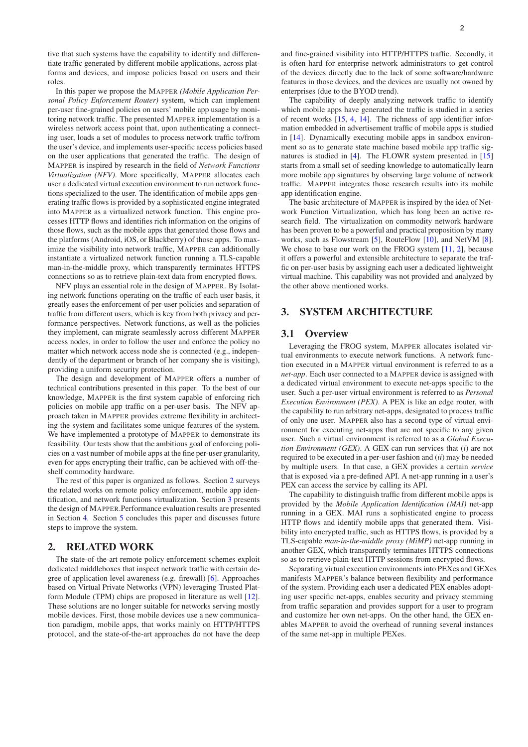tive that such systems have the capability to identify and differentiate traffic generated by different mobile applications, across platforms and devices, and impose policies based on users and their roles.

In this paper we propose the MAPPER *(Mobile Application Personal Policy Enforcement Router)* system, which can implement per-user fine-grained policies on users' mobile app usage by monitoring network traffic. The presented MAPPER implementation is a wireless network access point that, upon authenticating a connecting user, loads a set of modules to process network traffic to/from the user's device, and implements user-specific access policies based on the user applications that generated the traffic. The design of MAPPER is inspired by research in the field of *Network Functions Virtualization (NFV)*. More specifically, MAPPER allocates each user a dedicated virtual execution environment to run network functions specialized to the user. The identification of mobile apps generating traffic flows is provided by a sophisticated engine integrated into MAPPER as a virtualized network function. This engine processes HTTP flows and identifies rich information on the origins of those flows, such as the mobile apps that generated those flows and the platforms (Android, iOS, or Blackberry) of those apps. To maximize the visibility into network traffic, MAPPER can additionally instantiate a virtualized network function running a TLS-capable man-in-the-middle proxy, which transparently terminates HTTPS connections so as to retrieve plain-text data from encrypted flows.

NFV plays an essential role in the design of MAPPER. By Isolating network functions operating on the traffic of each user basis, it greatly eases the enforcement of per-user policies and separation of traffic from different users, which is key from both privacy and performance perspectives. Network functions, as well as the policies they implement, can migrate seamlessly across different MAPPER access nodes, in order to follow the user and enforce the policy no matter which network access node she is connected (e.g., independently of the department or branch of her company she is visiting), providing a uniform security protection.

The design and development of MAPPER offers a number of technical contributions presented in this paper. To the best of our knowledge, MAPPER is the first system capable of enforcing rich policies on mobile app traffic on a per-user basis. The NFV approach taken in MAPPER provides extreme flexibility in architecting the system and facilitates some unique features of the system. We have implemented a prototype of MAPPER to demonstrate its feasibility. Our tests show that the ambitious goal of enforcing policies on a vast number of mobile apps at the fine per-user granularity, even for apps encrypting their traffic, can be achieved with off-the-shelf commodity hardware.

The rest of this paper is organized as follows. Section 2 surveys the related works on remote policy enforcement, mobile app identification, and network functions virtualization. Section 3 presents the design of MAPPER.Performance evaluation results are presented in Section 4. Section 5 concludes this paper and discusses future steps to improve the system.

## 2. RELATED WORK

The state-of-the-art remote policy enforcement schemes exploit dedicated middleboxes that inspect network traffic with certain degree of application level awareness (e.g. firewall) [6]. Approaches based on Virtual Private Networks (VPN) leveraging Trusted Platform Module (TPM) chips are proposed in literature as well [12]. These solutions are no longer suitable for networks serving mostly mobile devices. First, those mobile devices use a new communication paradigm, mobile apps, that works mainly on HTTP/HTTPS protocol, and the state-of-the-art approaches do not have the deep and fine-grained visibility into HTTP/HTTPS traffic. Secondly, it is often hard for enterprise network administrators to get control of the devices directly due to the lack of some software/hardware features in those devices, and the devices are usually not owned by enterprises (due to the BYOD trend).

The capability of deeply analyzing network traffic to identify which mobile apps have generated the traffic is studied in a series of recent works [15, 4, 14]. The richness of app identifier information embedded in advertisement traffic of mobile apps is studied in [14]. Dynamically executing mobile apps in sandbox environment so as to generate state machine based mobile app traffic signatures is studied in [4]. The FLOWR system presented in [15] starts from a small set of seeding knowledge to automatically learn more mobile app signatures by observing large volume of network traffic. MAPPER integrates those research results into its mobile app identification engine.

The basic architecture of MAPPER is inspired by the idea of Network Function Virtualization, which has long been an active research field. The virtualization on commodity network hardware has been proven to be a powerful and practical proposition by many works, such as Flowstream [5], RouteFlow [10], and NetVM [8]. We chose to base our work on the FROG system [11, 2], because it offers a powerful and extensible architecture to separate the traffic on per-user basis by assigning each user a dedicated lightweight virtual machine. This capability was not provided and analyzed by the other above mentioned works.

## 3. SYSTEM ARCHITECTURE

### 3.1 Overview

Leveraging the FROG system, MAPPER allocates isolated virtual environments to execute network functions. A network function executed in a MAPPER virtual environment is referred to as a *net-app*. Each user connected to a MAPPER device is assigned with a dedicated virtual environment to execute net-apps specific to the user. Such a per-user virtual environment is referred to as *Personal Execution Environment (PEX)*. A PEX is like an edge router, with the capability to run arbitrary net-apps, designated to process traffic of only one user. MAPPER also has a second type of virtual environment for executing net-apps that are not specific to any given user. Such a virtual environment is referred to as a *Global Execution Environment (GEX)*. A GEX can run services that (*i*) are not required to be executed in a per-user fashion and (*ii*) may be needed by multiple users. In that case, a GEX provides a certain *service* that is exposed via a pre-defined API. A net-app running in a user's PEX can access the service by calling its API.

The capability to distinguish traffic from different mobile apps is provided by the *Mobile Application Identification (MAI)* net-app running in a GEX. MAI runs a sophisticated engine to process HTTP flows and identify mobile apps that generated them. Visibility into encrypted traffic, such as HTTPS flows, is provided by a TLS-capable *man-in-the-middle proxy (MiMP)* net-app running in another GEX, which transparently terminates HTTPS connections so as to retrieve plain-text HTTP sessions from encrypted flows.

Separating virtual execution environments into PEXes and GEXes manifests MAPPER's balance between flexibility and performance of the system. Providing each user a dedicated PEX enables adopting user specific net-apps, enables security and privacy stemming from traffic separation and provides support for a user to program and customize her own net-apps. On the other hand, the GEX enables MAPPER to avoid the overhead of running several instances of the same net-app in multiple PEXes.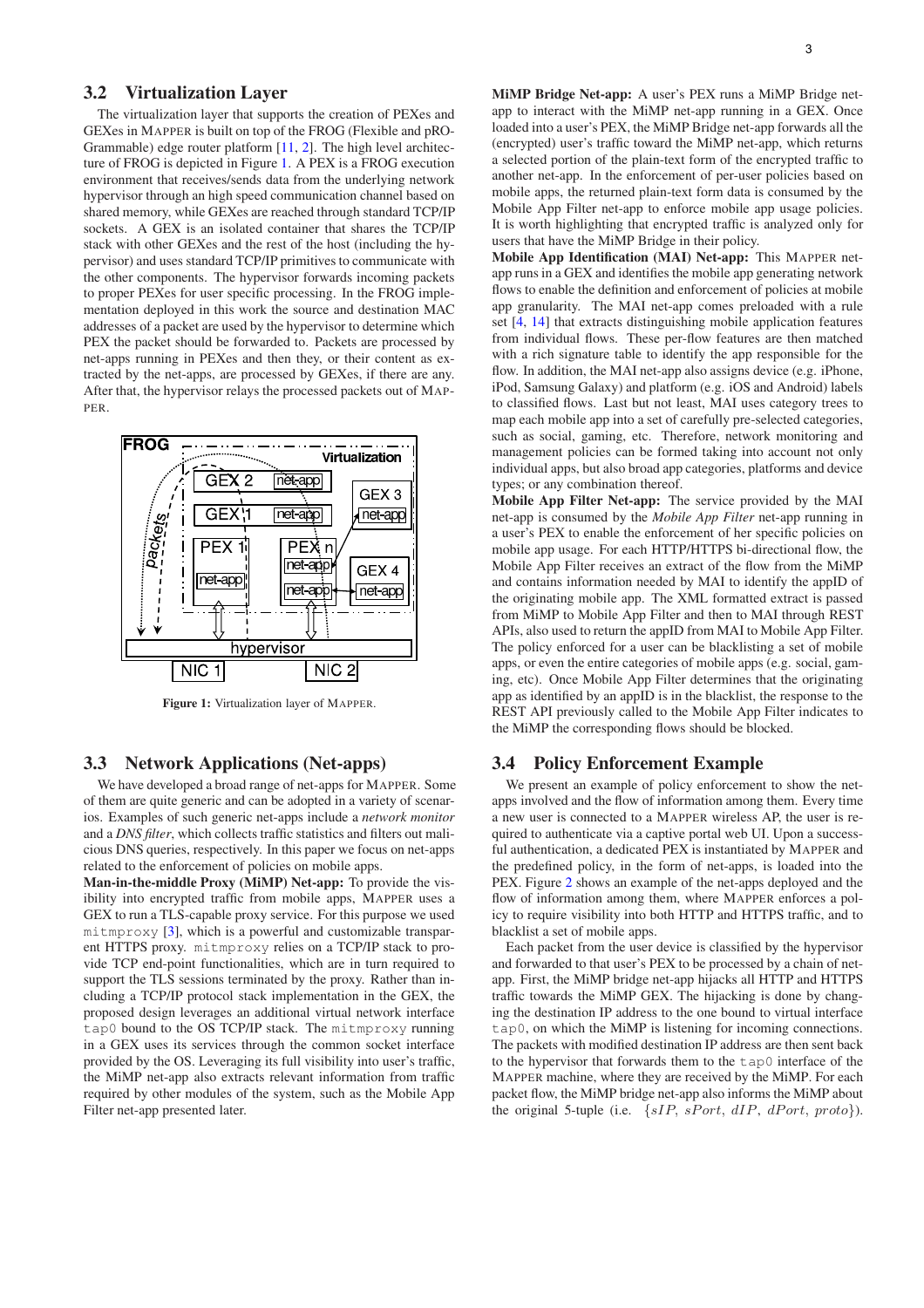## 3.2 Virtualization Layer

The virtualization layer that supports the creation of PEXes and GEXes in MAPPER is built on top of the FROG (Flexible and pRO-Grammable) edge router platform [11, 2]. The high level architecture of FROG is depicted in Figure 1. A PEX is a FROG execution environment that receives/sends data from the underlying network hypervisor through an high speed communication channel based on shared memory, while GEXes are reached through standard TCP/IP sockets. A GEX is an isolated container that shares the TCP/IP stack with other GEXes and the rest of the host (including the hypervisor) and uses standard TCP/IP primitives to communicate with the other components. The hypervisor forwards incoming packets to proper PEXes for user specific processing. In the FROG implementation deployed in this work the source and destination MAC addresses of a packet are used by the hypervisor to determine which PEX the packet should be forwarded to. Packets are processed by net-apps running in PEXes and then they, or their content as extracted by the net-apps, are processed by GEXes, if there are any. After that, the hypervisor relays the processed packets out of MAPPER.

FROG
Virtualization
GEX 2
net-app
GEX 1
net-app
GEX 3
net-app
PEX 1
net-app
PEX n
net-app
net-app
GEX 4
net-app
packets
hypervisor
NIC 1
NIC 2

**Figure 1:** Virtualization layer of MAPPER.

## 3.3 Network Applications (Net-apps)

We have developed a broad range of net-apps for MAPPER. Some of them are quite generic and can be adopted in a variety of scenarios. Examples of such generic net-apps include a *network monitor* and a *DNS filter*, which collects traffic statistics and filters out malicious DNS queries, respectively. In this paper we focus on net-apps related to the enforcement of policies on mobile apps.

**Man-in-the-middle Proxy (MiMP) Net-app:** To provide the visibility into encrypted traffic from mobile apps, MAPPER uses a GEX to run a TLS-capable proxy service. For this purpose we used `mitmproxy` [3], which is a powerful and customizable transparent HTTPS proxy. `mitmproxy` relies on a TCP/IP stack to provide TCP end-point functionalities, which are in turn required to support the TLS sessions terminated by the proxy. Rather than including a TCP/IP protocol stack implementation in the GEX, the proposed design leverages an additional virtual network interface `tap0` bound to the OS TCP/IP stack. The `mitmproxy` running in a GEX uses its services through the common socket interface provided by the OS. Leveraging its full visibility into user's traffic, the MiMP net-app also extracts relevant information from traffic required by other modules of the system, such as the Mobile App Filter net-app presented later.

**MiMP Bridge Net-app:** A user's PEX runs a MiMP Bridge net-app to interact with the MiMP net-app running in a GEX. Once loaded into a user's PEX, the MiMP Bridge net-app forwards all the (encrypted) user's traffic toward the MiMP net-app, which returns a selected portion of the plain-text form of the encrypted traffic to another net-app. In the enforcement of per-user policies based on mobile apps, the returned plain-text form data is consumed by the Mobile App Filter net-app to enforce mobile app usage policies. It is worth highlighting that encrypted traffic is analyzed only for users that have the MiMP Bridge in their policy.

**Mobile App Identification (MAI) Net-app:** This MAPPER net-app runs in a GEX and identifies the mobile app generating network flows to enable the definition and enforcement of policies at mobile app granularity. The MAI net-app comes preloaded with a rule set [4, 14] that extracts distinguishing mobile application features from individual flows. These per-flow features are then matched with a rich signature table to identify the app responsible for the flow. In addition, the MAI net-app also assigns device (e.g. iPhone, iPod, Samsung Galaxy) and platform (e.g. iOS and Android) labels to classified flows. Last but not least, MAI uses category trees to map each mobile app into a set of carefully pre-selected categories, such as social, gaming, etc. Therefore, network monitoring and management policies can be formed taking into account not only individual apps, but also broad app categories, platforms and device types; or any combination thereof.

**Mobile App Filter Net-app:** The service provided by the MAI net-app is consumed by the *Mobile App Filter* net-app running in a user's PEX to enable the enforcement of her specific policies on mobile app usage. For each HTTP/HTTPS bi-directional flow, the Mobile App Filter receives an extract of the flow from the MiMP and contains information needed by MAI to identify the appID of the originating mobile app. The XML formatted extract is passed from MiMP to Mobile App Filter and then to MAI through REST APIs, also used to return the appID from MAI to Mobile App Filter. The policy enforced for a user can be blacklisting a set of mobile apps, or even the entire categories of mobile apps (e.g. social, gaming, etc). Once Mobile App Filter determines that the originating app as identified by an appID is in the blacklist, the response to the REST API previously called to the Mobile App Filter indicates to the MiMP the corresponding flows should be blocked.

## 3.4 Policy Enforcement Example

We present an example of policy enforcement to show the net-apps involved and the flow of information among them. Every time a new user is connected to a MAPPER wireless AP, the user is required to authenticate via a captive portal web UI. Upon a successful authentication, a dedicated PEX is instantiated by MAPPER and the predefined policy, in the form of net-apps, is loaded into the PEX. Figure 2 shows an example of the net-apps deployed and the flow of information among them, where MAPPER enforces a policy to require visibility into both HTTP and HTTPS traffic, and to blacklist a set of mobile apps.

Each packet from the user device is classified by the hypervisor and forwarded to that user's PEX to be processed by a chain of net-app. First, the MiMP bridge net-app hijacks all HTTP and HTTPS traffic towards the MiMP GEX. The hijacking is done by changing the destination IP address to the one bound to virtual interface `tap0`, on which the MiMP is listening for incoming connections. The packets with modified destination IP address are then sent back to the hypervisor that forwards them to the `tap0` interface of the MAPPER machine, where they are received by the MiMP. For each packet flow, the MiMP bridge net-app also informs the MiMP about the original 5-tuple (i.e. $\{sIP, sPort, dIP, dPort, proto\}$).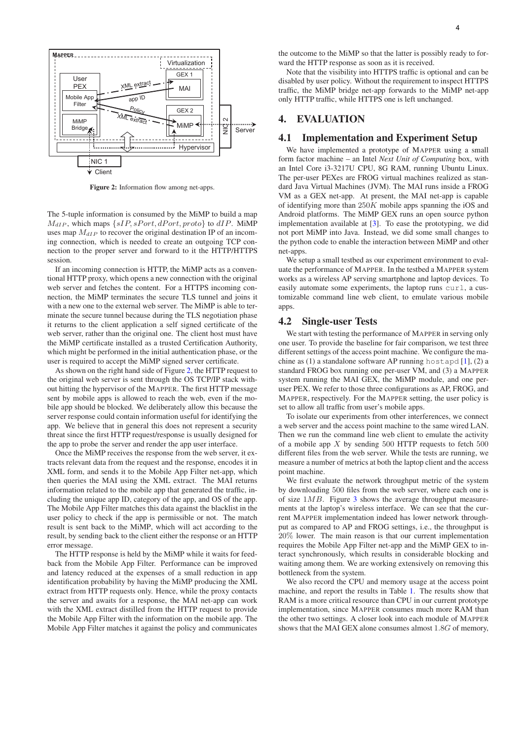MAPPER

Virtualization

User PEX

Mobile App Filter

MiMP Bridge

GEX 1

MAI

GEX 2

MiMP

XML extract

app ID

Policy

XML extract

NIC 2

Server

Hypervisor

NIC 1

Client

**Figure 2:** Information flow among net-apps.

The 5-tuple information is consumed by the MiMP to build a map $M_{dIP}$, which maps $\{sIP, sPort, dPort, proto\}$ to $dIP$. MiMP uses map $M_{dIP}$ to recover the original destination IP of an incoming connection, which is needed to create an outgoing TCP connection to the proper server and forward to it the HTTP/HTTPS session.

If an incoming connection is HTTP, the MiMP acts as a conventional HTTP proxy, which opens a new connection with the original web server and fetches the content. For a HTTPS incoming connection, the MiMP terminates the secure TLS tunnel and joins it with a new one to the external web server. The MiMP is able to terminate the secure tunnel because during the TLS negotiation phase it returns to the client application a self signed certificate of the web server, rather than the original one. The client host must have the MiMP certificate installed as a trusted Certification Authority, which might be performed in the initial authentication phase, or the user is required to accept the MiMP signed server certificate.

As shown on the right hand side of Figure 2, the HTTP request to the original web server is sent through the OS TCP/IP stack without hitting the hypervisor of the MAPPER. The first HTTP message sent by mobile apps is allowed to reach the web, even if the mobile app should be blocked. We deliberately allow this because the server response could contain information useful for identifying the app. We believe that in general this does not represent a security threat since the first HTTP request/response is usually designed for the app to probe the server and render the app user interface.

Once the MiMP receives the response from the web server, it extracts relevant data from the request and the response, encodes it in XML form, and sends it to the Mobile App Filter net-app, which then queries the MAI using the XML extract. The MAI returns information related to the mobile app that generated the traffic, including the unique app ID, category of the app, and OS of the app. The Mobile App Filter matches this data against the blacklist in the user policy to check if the app is permissible or not. The match result is sent back to the MiMP, which will act according to the result, by sending back to the client either the response or an HTTP error message.

The HTTP response is held by the MiMP while it waits for feedback from the Mobile App Filter. Performance can be improved and latency reduced at the expenses of a small reduction in app identification probability by having the MiMP producing the XML extract from HTTP requests only. Hence, while the proxy contacts the server and awaits for a response, the MAI net-app can work with the XML extract distilled from the HTTP request to provide the Mobile App Filter with the information on the mobile app. The Mobile App Filter matches it against the policy and communicates the outcome to the MiMP so that the latter is possibly ready to forward the HTTP response as soon as it is received.

Note that the visibility into HTTPS traffic is optional and can be disabled by user policy. Without the requirement to inspect HTTPS traffic, the MiMP bridge net-app forwards to the MiMP net-app only HTTP traffic, while HTTPS one is left unchanged.

# 4. EVALUATION

## 4.1 Implementation and Experiment Setup

We have implemented a prototype of MAPPER using a small form factor machine – an Intel *Next Unit of Computing* box, with an Intel Core i3-3217U CPU, 8G RAM, running Ubuntu Linux. The per-user PEXes are FROG virtual machines realized as standard Java Virtual Machines (JVM). The MAI runs inside a FROG VM as a GEX net-app. At present, the MAI net-app is capable of identifying more than $250K$ mobile apps spanning the iOS and Android platforms. The MiMP GEX runs an open source python implementation available at [3]. To ease the prototyping, we did not port MiMP into Java. Instead, we did some small changes to the python code to enable the interaction between MiMP and other net-apps.

We setup a small testbed as our experiment environment to evaluate the performance of MAPPER. In the testbed a MAPPER system works as a wireless AP serving smartphone and laptop devices. To easily automate some experiments, the laptop runs `curl`, a customizable command line web client, to emulate various mobile apps.

## 4.2 Single-user Tests

We start with testing the performance of MAPPER in serving only one user. To provide the baseline for fair comparison, we test three different settings of the access point machine. We configure the machine as (1) a standalone software AP running `hostapd` [1], (2) a standard FROG box running one per-user VM, and (3) a MAPPER system running the MAI GEX, the MiMP module, and one per-user PEX. We refer to those three configurations as AP, FROG, and MAPPER, respectively. For the MAPPER setting, the user policy is set to allow all traffic from user's mobile apps.

To isolate our experiments from other interferences, we connect a web server and the access point machine to the same wired LAN. Then we run the command line web client to emulate the activity of a mobile app $X$ by sending $500$ HTTP requests to fetch $500$ different files from the web server. While the tests are running, we measure a number of metrics at both the laptop client and the access point machine.

We first evaluate the network throughput metric of the system by downloading $500$ files from the web server, where each one is of size $1MB$. Figure 3 shows the average throughput measurements at the laptop's wireless interface. We can see that the current MAPPER implementation indeed has lower network throughput as compared to AP and FROG settings, i.e., the throughput is $20\%$ lower. The main reason is that our current implementation requires the Mobile App Filter net-app and the MiMP GEX to interact synchronously, which results in considerable blocking and waiting among them. We are working extensively on removing this bottleneck from the system.

We also record the CPU and memory usage at the access point machine, and report the results in Table 1. The results show that RAM is a more critical resource than CPU in our current prototype implementation, since MAPPER consumes much more RAM than the other two settings. A closer look into each module of MAPPER shows that the MAI GEX alone consumes almost $1.8G$ of memory,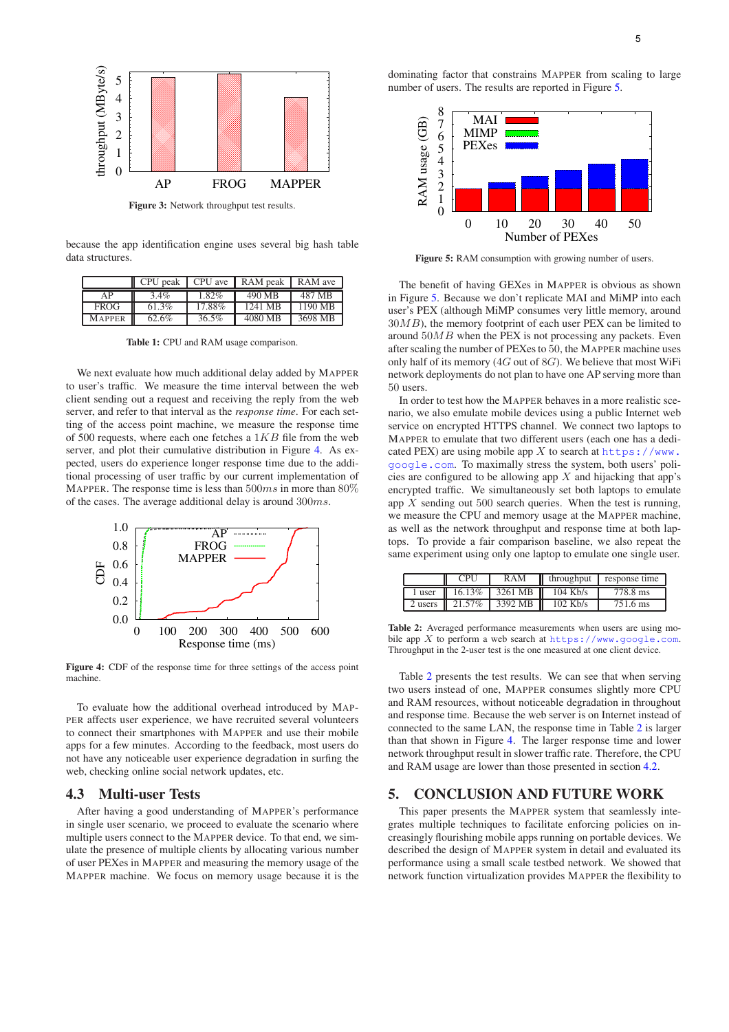Figure 3: Network throughput test results.

because the app identification engine uses several big hash table data structures.

| | CPU peak | CPU ave | RAM peak | RAM ave |
|---|---|---|---|---|
| AP | 3.4% | 1.82% | 490 MB | 487 MB |
| FROG | 61.3% | 17.88% | 1241 MB | 1190 MB |
| MAPPER | 62.6% | 36.5% | 4080 MB | 3698 MB |

**Table 1:** CPU and RAM usage comparison.

We next evaluate how much additional delay added by MAPPER to user's traffic. We measure the time interval between the web client sending out a request and receiving the reply from the web server, and refer to that interval as the *response time*. For each setting of the access point machine, we measure the response time of 500 requests, where each one fetches a $1KB$ file from the web server, and plot their cumulative distribution in Figure 4. As expected, users do experience longer response time due to the additional processing of user traffic by our current implementation of MAPPER. The response time is less than $500ms$ in more than $80\%$ of the cases. The average additional delay is around $300ms$.

**Figure 4:** CDF of the response time for three settings of the access point machine.

To evaluate how the additional overhead introduced by MAPPER affects user experience, we have recruited several volunteers to connect their smartphones with MAPPER and use their mobile apps for a few minutes. According to the feedback, most users do not have any noticeable user experience degradation in surfing the web, checking online social network updates, etc.

### 4.3 Multi-user Tests

After having a good understanding of MAPPER's performance in single user scenario, we proceed to evaluate the scenario where multiple users connect to the MAPPER device. To that end, we simulate the presence of multiple clients by allocating various number of user PEXes in MAPPER and measuring the memory usage of the MAPPER machine. We focus on memory usage because it is the dominating factor that constrains MAPPER from scaling to large number of users. The results are reported in Figure 5.

**Figure 5:** RAM consumption with growing number of users.

The benefit of having GEXes in MAPPER is obvious as shown in Figure 5. Because we don't replicate MAI and MiMP into each user's PEX (although MiMP consumes very little memory, around $30MB$), the memory footprint of each user PEX can be limited to around $50MB$ when the PEX is not processing any packets. Even after scaling the number of PEXes to 50, the MAPPER machine uses only half of its memory ($4G$ out of $8G$). We believe that most WiFi network deployments do not plan to have one AP serving more than 50 users.

In order to test how the MAPPER behaves in a more realistic scenario, we also emulate mobile devices using a public Internet web service on encrypted HTTPS channel. We connect two laptops to MAPPER to emulate that two different users (each one has a dedicated PEX) are using mobile app $X$ to search at https://www.google.com. To maximally stress the system, both users' policies are configured to be allowing app $X$ and hijacking that app's encrypted traffic. We simultaneously set both laptops to emulate app $X$ sending out 500 search queries. When the test is running, we measure the CPU and memory usage at the MAPPER machine, as well as the network throughput and response time at both laptops. To provide a fair comparison baseline, we also repeat the same experiment using only one laptop to emulate one single user.

| | CPU | RAM | throughput | response time |
|---|---|---|---|---|
| 1 user | 16.13% | 3261 MB | 104 Kb/s | 778.8 ms |
| 2 users | 21.57% | 3392 MB | 102 Kb/s | 751.6 ms |

**Table 2:** Averaged performance measurements when users are using mobile app $X$ to perform a web search at https://www.google.com. Throughput in the 2-user test is the one measured at one client device.

Table 2 presents the test results. We can see that when serving two users instead of one, MAPPER consumes slightly more CPU and RAM resources, without noticeable degradation in throughput and response time. Because the web server is on Internet instead of connected to the same LAN, the response time in Table 2 is larger than that shown in Figure 4. The larger response time and lower network throughput result in slower traffic rate. Therefore, the CPU and RAM usage are lower than those presented in section 4.2.

## 5. CONCLUSION AND FUTURE WORK

This paper presents the MAPPER system that seamlessly integrates multiple techniques to facilitate enforcing policies on increasingly flourishing mobile apps running on portable devices. We described the design of MAPPER system in detail and evaluated its performance using a small scale testbed network. We showed that network function virtualization provides MAPPER the flexibility to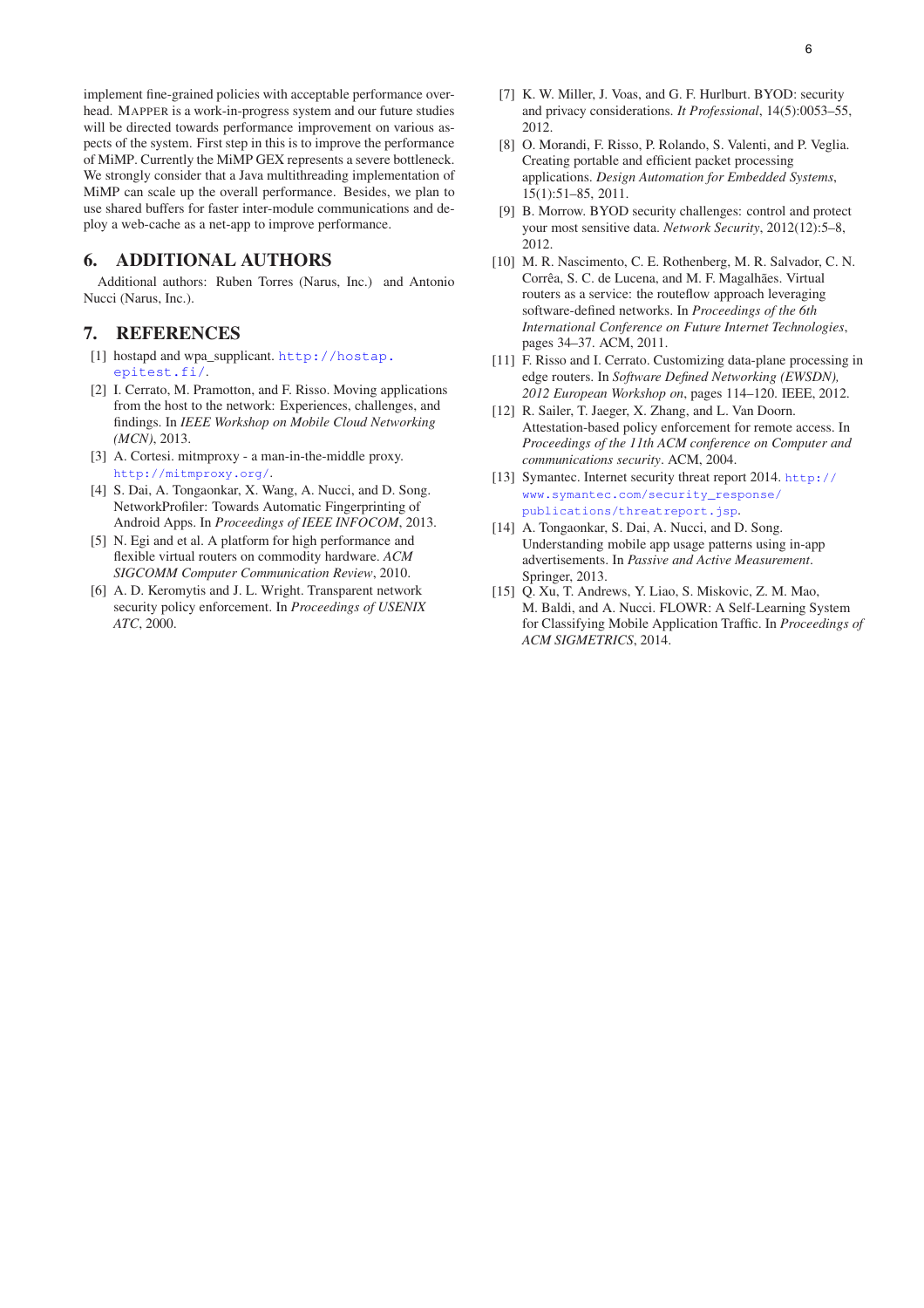implement fine-grained policies with acceptable performance overhead. MAPPER is a work-in-progress system and our future studies will be directed towards performance improvement on various aspects of the system. First step in this is to improve the performance of MiMP. Currently the MiMP GEX represents a severe bottleneck. We strongly consider that a Java multithreading implementation of MiMP can scale up the overall performance. Besides, we plan to use shared buffers for faster inter-module communications and deploy a web-cache as a net-app to improve performance.

## 6. ADDITIONAL AUTHORS

Additional authors: Ruben Torres (Narus, Inc.) and Antonio Nucci (Narus, Inc.).

## 7. REFERENCES

[1] hostapd and wpa_supplicant. http://hostap.epitest.fi/.

[2] I. Cerrato, M. Pramotton, and F. Risso. Moving applications from the host to the network: Experiences, challenges, and findings. In *IEEE Workshop on Mobile Cloud Networking (MCN)*, 2013.

[3] A. Cortesi. mitmproxy - a man-in-the-middle proxy. http://mitmproxy.org/.

[4] S. Dai, A. Tongaonkar, X. Wang, A. Nucci, and D. Song. NetworkProfiler: Towards Automatic Fingerprinting of Android Apps. In *Proceedings of IEEE INFOCOM*, 2013.

[5] N. Egi and et al. A platform for high performance and flexible virtual routers on commodity hardware. *ACM SIGCOMM Computer Communication Review*, 2010.

[6] A. D. Keromytis and J. L. Wright. Transparent network security policy enforcement. In *Proceedings of USENIX ATC*, 2000.

[7] K. W. Miller, J. Voas, and G. F. Hurlburt. BYOD: security and privacy considerations. *It Professional*, 14(5):0053–55, 2012.

[8] O. Morandi, F. Risso, P. Rolando, S. Valenti, and P. Veglia. Creating portable and efficient packet processing applications. *Design Automation for Embedded Systems*, 15(1):51–85, 2011.

[9] B. Morrow. BYOD security challenges: control and protect your most sensitive data. *Network Security*, 2012(12):5–8, 2012.

[10] M. R. Nascimento, C. E. Rothenberg, M. R. Salvador, C. N. Corrêa, S. C. de Lucena, and M. F. Magalhães. Virtual routers as a service: the routeflow approach leveraging software-defined networks. In *Proceedings of the 6th International Conference on Future Internet Technologies*, pages 34–37. ACM, 2011.

[11] F. Risso and I. Cerrato. Customizing data-plane processing in edge routers. In *Software Defined Networking (EWSDN), 2012 European Workshop on*, pages 114–120. IEEE, 2012.

[12] R. Sailer, T. Jaeger, X. Zhang, and L. Van Doorn. Attestation-based policy enforcement for remote access. In *Proceedings of the 11th ACM conference on Computer and communications security*. ACM, 2004.

[13] Symantec. Internet security threat report 2014. http://www.symantec.com/security_response/publications/threatreport.jsp.

[14] A. Tongaonkar, S. Dai, A. Nucci, and D. Song. Understanding mobile app usage patterns using in-app advertisements. In *Passive and Active Measurement*. Springer, 2013.

[15] Q. Xu, T. Andrews, Y. Liao, S. Miskovic, Z. M. Mao, M. Baldi, and A. Nucci. FLOWR: A Self-Learning System for Classifying Mobile Application Traffic. In *Proceedings of ACM SIGMETRICS*, 2014.